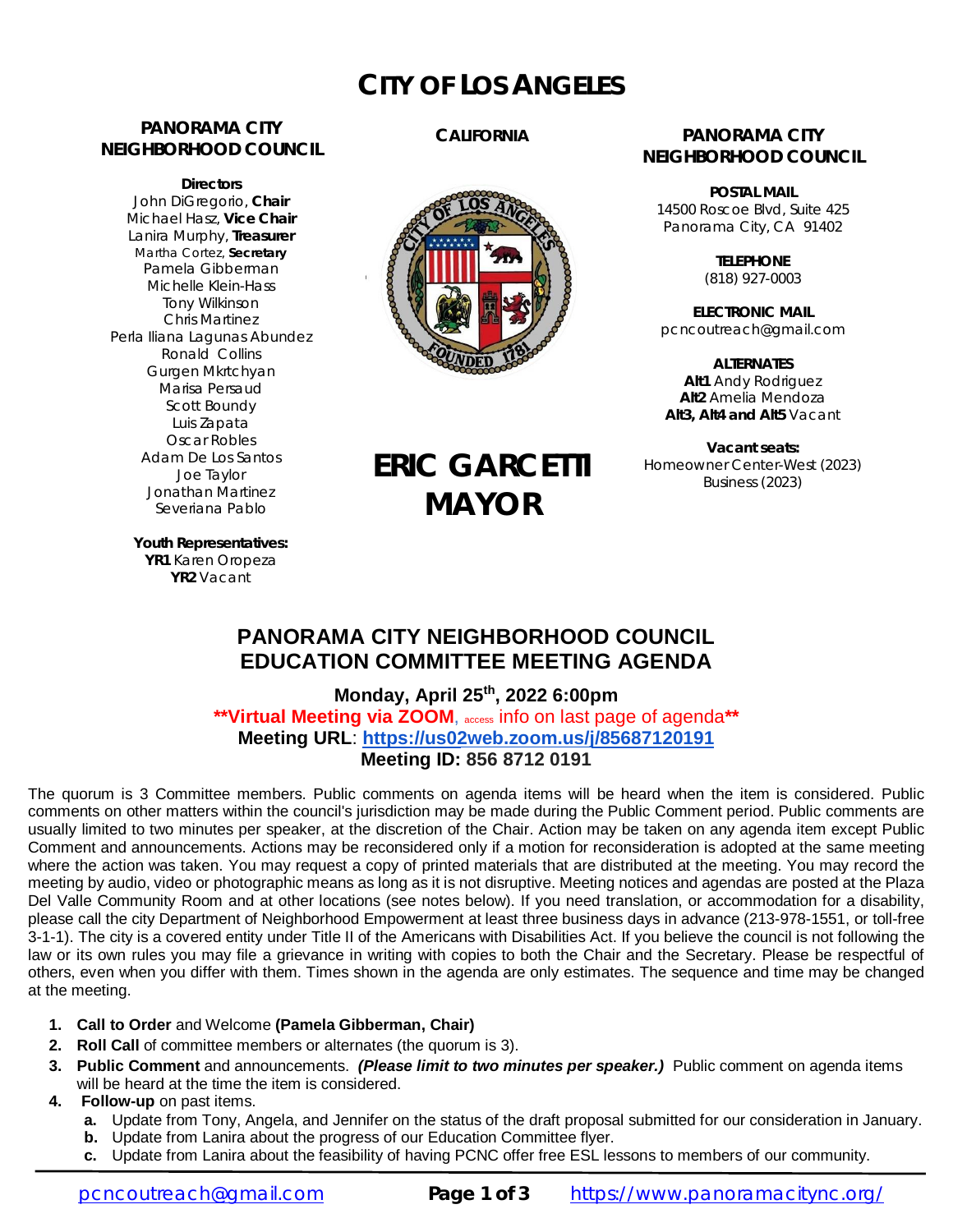# CITY OF LOS ANGELES

**PANORAMA CITY NEIGHBORHOOD COUNCIL**

**Directors**
John DiGregorio, **Chair**
Michael Hasz, **Vice Chair**
Lanira Murphy, **Treasurer**
Martha Cortez, **Secretary**
Pamela Gibberman
Michelle Klein-Hass
Tony Wilkinson
Chris Martinez
Perla Iliana Lagunas Abundez
Ronald Collins
Gurgen Mkrtchyan
Marisa Persaud
Scott Boundy
Luis Zapata
Oscar Robles
Adam De Los Santos
Joe Taylor
Jonathan Martinez
Severiana Pablo

**Youth Representatives:**
**YR1** Karen Oropeza
**YR2** Vacant

**CALIFORNIA**

**ERIC GARCETTI**
**MAYOR**

**PANORAMA CITY NEIGHBORHOOD COUNCIL**

**POSTAL MAIL**
14500 Roscoe Blvd, Suite 425
Panorama City, CA 91402

**TELEPHONE**
(818) 927-0003

**ELECTRONIC MAIL**
pcncoutreach@gmail.com

**ALTERNATES**
**Alt1** Andy Rodriguez
**Alt2** Amelia Mendoza
**Alt3, Alt4 and Alt5** Vacant

**Vacant seats:**
Homeowner Center-West (2023)
Business (2023)

## PANORAMA CITY NEIGHBORHOOD COUNCIL EDUCATION COMMITTEE MEETING AGENDA

**Monday, April 25th, 2022 6:00pm**
**\*\*Virtual Meeting via ZOOM**, access info on last page of agenda**\*\***
**Meeting URL**: **https://us02web.zoom.us/j/85687120191**
**Meeting ID: 856 8712 0191**

The quorum is 3 Committee members. Public comments on agenda items will be heard when the item is considered. Public comments on other matters within the council's jurisdiction may be made during the Public Comment period. Public comments are usually limited to two minutes per speaker, at the discretion of the Chair. Action may be taken on any agenda item except Public Comment and announcements. Actions may be reconsidered only if a motion for reconsideration is adopted at the same meeting where the action was taken. You may request a copy of printed materials that are distributed at the meeting. You may record the meeting by audio, video or photographic means as long as it is not disruptive. Meeting notices and agendas are posted at the Plaza Del Valle Community Room and at other locations (see notes below). If you need translation, or accommodation for a disability, please call the city Department of Neighborhood Empowerment at least three business days in advance (213-978-1551, or toll-free 3-1-1). The city is a covered entity under Title II of the Americans with Disabilities Act. If you believe the council is not following the law or its own rules you may file a grievance in writing with copies to both the Chair and the Secretary. Please be respectful of others, even when you differ with them. Times shown in the agenda are only estimates. The sequence and time may be changed at the meeting.

1. **Call to Order** and Welcome **(Pamela Gibberman, Chair)**
2. **Roll Call** of committee members or alternates (the quorum is 3).
3. **Public Comment** and announcements. ***(Please limit to two minutes per speaker.)*** Public comment on agenda items will be heard at the time the item is considered.
4. **Follow-up** on past items.
   a. Update from Tony, Angela, and Jennifer on the status of the draft proposal submitted for our consideration in January.
   b. Update from Lanira about the progress of our Education Committee flyer.
   c. Update from Lanira about the feasibility of having PCNC offer free ESL lessons to members of our community.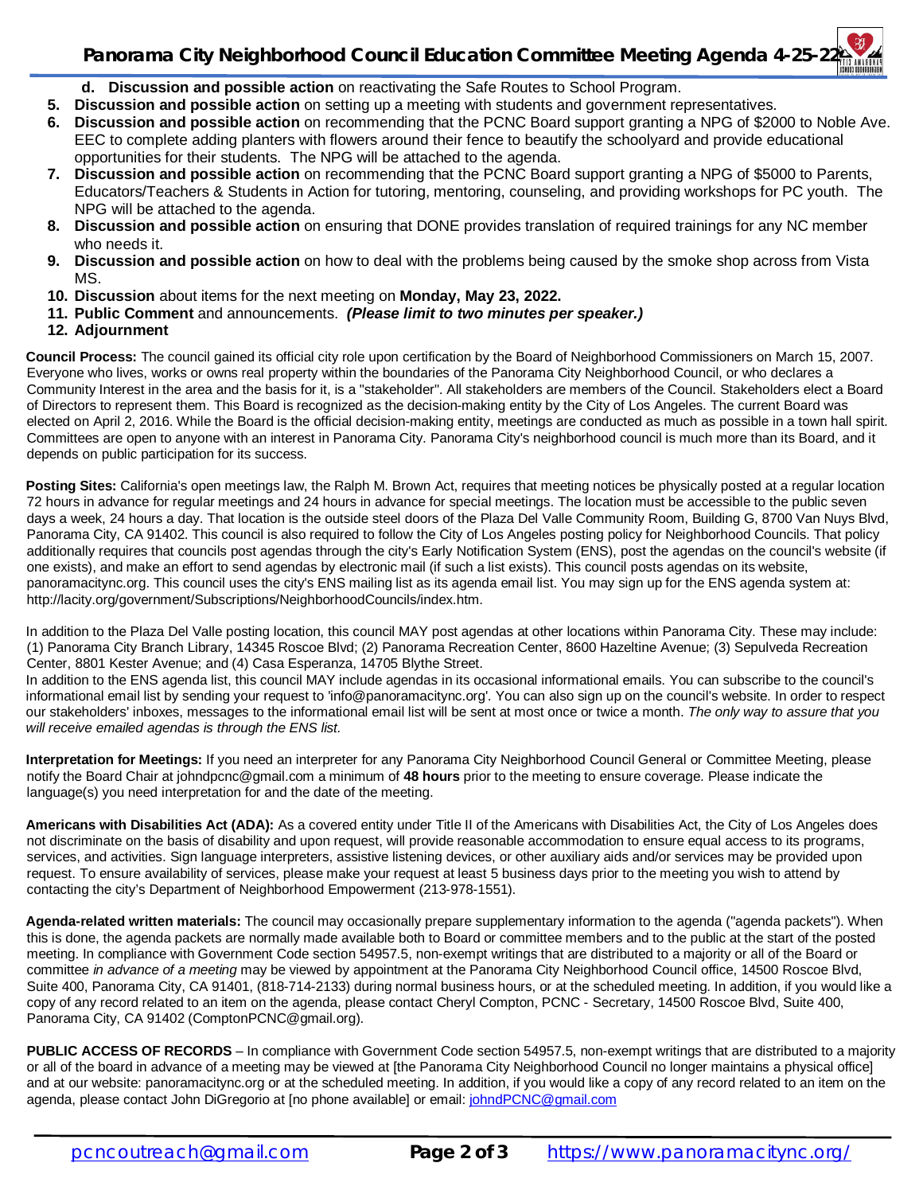d. **Discussion and possible action** on reactivating the Safe Routes to School Program.

5. **Discussion and possible action** on setting up a meeting with students and government representatives.
6. **Discussion and possible action** on recommending that the PCNC Board support granting a NPG of $2000 to Noble Ave. EEC to complete adding planters with flowers around their fence to beautify the schoolyard and provide educational opportunities for their students. The NPG will be attached to the agenda.
7. **Discussion and possible action** on recommending that the PCNC Board support granting a NPG of $5000 to Parents, Educators/Teachers & Students in Action for tutoring, mentoring, counseling, and providing workshops for PC youth. The NPG will be attached to the agenda.
8. **Discussion and possible action** on ensuring that DONE provides translation of required trainings for any NC member who needs it.
9. **Discussion and possible action** on how to deal with the problems being caused by the smoke shop across from Vista MS.
10. **Discussion** about items for the next meeting on **Monday, May 23, 2022.**
11. **Public Comment** and announcements. ***(Please limit to two minutes per speaker.)***
12. **Adjournment**

**Council Process:** The council gained its official city role upon certification by the Board of Neighborhood Commissioners on March 15, 2007. Everyone who lives, works or owns real property within the boundaries of the Panorama City Neighborhood Council, or who declares a Community Interest in the area and the basis for it, is a "stakeholder". All stakeholders are members of the Council. Stakeholders elect a Board of Directors to represent them. This Board is recognized as the decision-making entity by the City of Los Angeles. The current Board was elected on April 2, 2016. While the Board is the official decision-making entity, meetings are conducted as much as possible in a town hall spirit. Committees are open to anyone with an interest in Panorama City. Panorama City's neighborhood council is much more than its Board, and it depends on public participation for its success.

**Posting Sites:** California's open meetings law, the Ralph M. Brown Act, requires that meeting notices be physically posted at a regular location 72 hours in advance for regular meetings and 24 hours in advance for special meetings. The location must be accessible to the public seven days a week, 24 hours a day. That location is the outside steel doors of the Plaza Del Valle Community Room, Building G, 8700 Van Nuys Blvd, Panorama City, CA 91402. This council is also required to follow the City of Los Angeles posting policy for Neighborhood Councils. That policy additionally requires that councils post agendas through the city's Early Notification System (ENS), post the agendas on the council's website (if one exists), and make an effort to send agendas by electronic mail (if such a list exists). This council posts agendas on its website, panoramacitync.org. This council uses the city's ENS mailing list as its agenda email list. You may sign up for the ENS agenda system at: http://lacity.org/government/Subscriptions/NeighborhoodCouncils/index.htm.

In addition to the Plaza Del Valle posting location, this council MAY post agendas at other locations within Panorama City. These may include: (1) Panorama City Branch Library, 14345 Roscoe Blvd; (2) Panorama Recreation Center, 8600 Hazeltine Avenue; (3) Sepulveda Recreation Center, 8801 Kester Avenue; and (4) Casa Esperanza, 14705 Blythe Street.
In addition to the ENS agenda list, this council MAY include agendas in its occasional informational emails. You can subscribe to the council's informational email list by sending your request to 'info@panoramacitync.org'. You can also sign up on the council's website. In order to respect our stakeholders' inboxes, messages to the informational email list will be sent at most once or twice a month. *The only way to assure that you will receive emailed agendas is through the ENS list.*

**Interpretation for Meetings:** If you need an interpreter for any Panorama City Neighborhood Council General or Committee Meeting, please notify the Board Chair at johndpcnc@gmail.com a minimum of **48 hours** prior to the meeting to ensure coverage. Please indicate the language(s) you need interpretation for and the date of the meeting.

**Americans with Disabilities Act (ADA):** As a covered entity under Title II of the Americans with Disabilities Act, the City of Los Angeles does not discriminate on the basis of disability and upon request, will provide reasonable accommodation to ensure equal access to its programs, services, and activities. Sign language interpreters, assistive listening devices, or other auxiliary aids and/or services may be provided upon request. To ensure availability of services, please make your request at least 5 business days prior to the meeting you wish to attend by contacting the city's Department of Neighborhood Empowerment (213-978-1551).

**Agenda-related written materials:** The council may occasionally prepare supplementary information to the agenda ("agenda packets"). When this is done, the agenda packets are normally made available both to Board or committee members and to the public at the start of the posted meeting. In compliance with Government Code section 54957.5, non-exempt writings that are distributed to a majority or all of the Board or committee *in advance of a meeting* may be viewed by appointment at the Panorama City Neighborhood Council office, 14500 Roscoe Blvd, Suite 400, Panorama City, CA 91401, (818-714-2133) during normal business hours, or at the scheduled meeting. In addition, if you would like a copy of any record related to an item on the agenda, please contact Cheryl Compton, PCNC - Secretary, 14500 Roscoe Blvd, Suite 400, Panorama City, CA 91402 (ComptonPCNC@gmail.org).

**PUBLIC ACCESS OF RECORDS** – In compliance with Government Code section 54957.5, non-exempt writings that are distributed to a majority or all of the board in advance of a meeting may be viewed at [the Panorama City Neighborhood Council no longer maintains a physical office] and at our website: panoramacitync.org or at the scheduled meeting. In addition, if you would like a copy of any record related to an item on the agenda, please contact John DiGregorio at [no phone available] or email: johndPCNC@gmail.com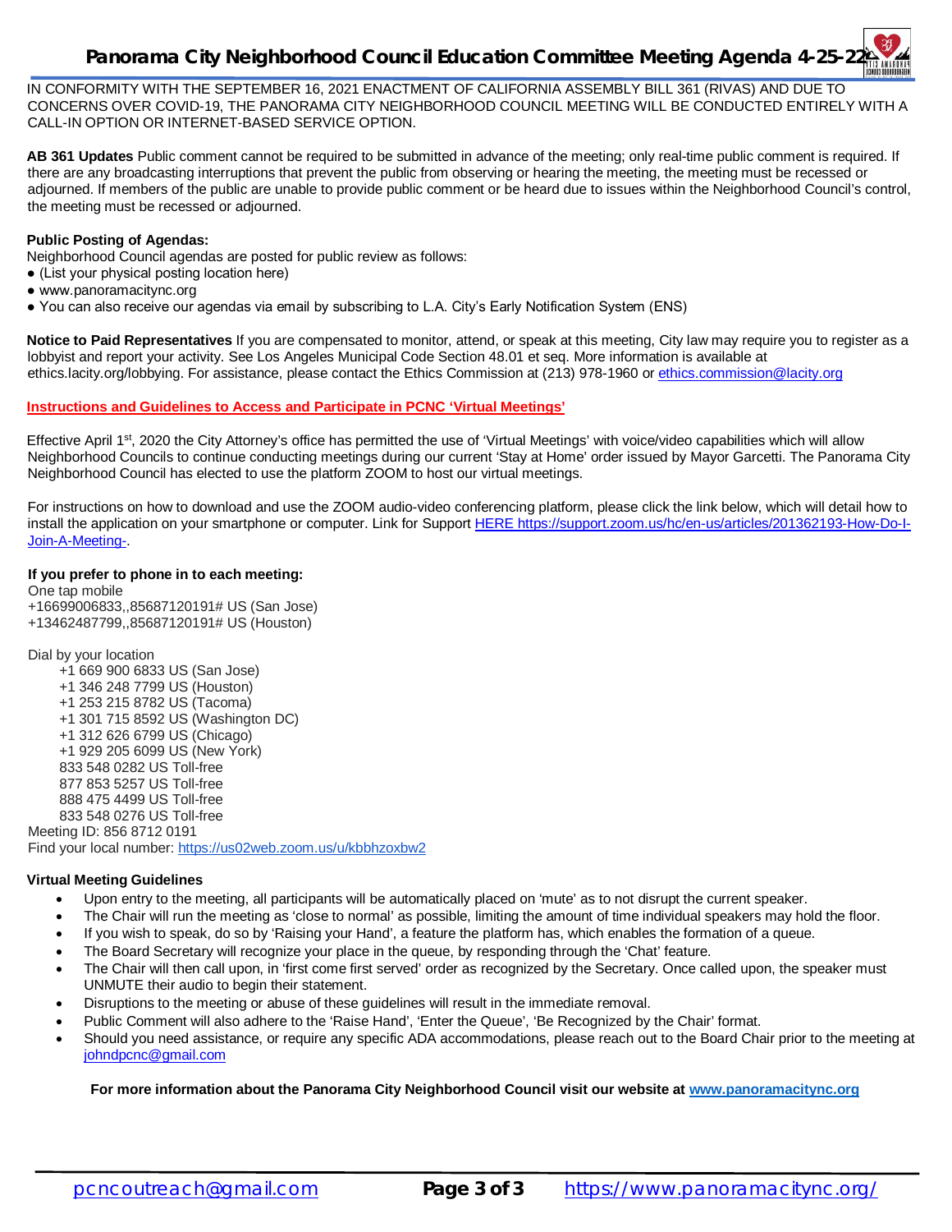IN CONFORMITY WITH THE SEPTEMBER 16, 2021 ENACTMENT OF CALIFORNIA ASSEMBLY BILL 361 (RIVAS) AND DUE TO CONCERNS OVER COVID-19, THE PANORAMA CITY NEIGHBORHOOD COUNCIL MEETING WILL BE CONDUCTED ENTIRELY WITH A CALL-IN OPTION OR INTERNET-BASED SERVICE OPTION.

**AB 361 Updates** Public comment cannot be required to be submitted in advance of the meeting; only real-time public comment is required. If there are any broadcasting interruptions that prevent the public from observing or hearing the meeting, the meeting must be recessed or adjourned. If members of the public are unable to provide public comment or be heard due to issues within the Neighborhood Council's control, the meeting must be recessed or adjourned.

**Public Posting of Agendas:**
Neighborhood Council agendas are posted for public review as follows:
● (List your physical posting location here)
● www.panoramacitync.org
● You can also receive our agendas via email by subscribing to L.A. City's Early Notification System (ENS)

**Notice to Paid Representatives** If you are compensated to monitor, attend, or speak at this meeting, City law may require you to register as a lobbyist and report your activity. See Los Angeles Municipal Code Section 48.01 et seq. More information is available at ethics.lacity.org/lobbying. For assistance, please contact the Ethics Commission at (213) 978-1960 or ethics.commission@lacity.org

**Instructions and Guidelines to Access and Participate in PCNC 'Virtual Meetings'**

Effective April 1st, 2020 the City Attorney's office has permitted the use of 'Virtual Meetings' with voice/video capabilities which will allow Neighborhood Councils to continue conducting meetings during our current 'Stay at Home' order issued by Mayor Garcetti. The Panorama City Neighborhood Council has elected to use the platform ZOOM to host our virtual meetings.

For instructions on how to download and use the ZOOM audio-video conferencing platform, please click the link below, which will detail how to install the application on your smartphone or computer. Link for Support HERE https://support.zoom.us/hc/en-us/articles/201362193-How-Do-I-Join-A-Meeting-.

**If you prefer to phone in to each meeting:**
One tap mobile
+16699006833,,85687120191# US (San Jose)
+13462487799,,85687120191# US (Houston)

Dial by your location
- +1 669 900 6833 US (San Jose)
- +1 346 248 7799 US (Houston)
- +1 253 215 8782 US (Tacoma)
- +1 301 715 8592 US (Washington DC)
- +1 312 626 6799 US (Chicago)
- +1 929 205 6099 US (New York)
- 833 548 0282 US Toll-free
- 877 853 5257 US Toll-free
- 888 475 4499 US Toll-free
- 833 548 0276 US Toll-free

Meeting ID: 856 8712 0191
Find your local number: https://us02web.zoom.us/u/kbbhzoxbw2

**Virtual Meeting Guidelines**
- Upon entry to the meeting, all participants will be automatically placed on 'mute' as to not disrupt the current speaker.
- The Chair will run the meeting as 'close to normal' as possible, limiting the amount of time individual speakers may hold the floor.
- If you wish to speak, do so by 'Raising your Hand', a feature the platform has, which enables the formation of a queue.
- The Board Secretary will recognize your place in the queue, by responding through the 'Chat' feature.
- The Chair will then call upon, in 'first come first served' order as recognized by the Secretary. Once called upon, the speaker must UNMUTE their audio to begin their statement.
- Disruptions to the meeting or abuse of these guidelines will result in the immediate removal.
- Public Comment will also adhere to the 'Raise Hand', 'Enter the Queue', 'Be Recognized by the Chair' format.
- Should you need assistance, or require any specific ADA accommodations, please reach out to the Board Chair prior to the meeting at johndpcnc@gmail.com

**For more information about the Panorama City Neighborhood Council visit our website at www.panoramacitync.org**